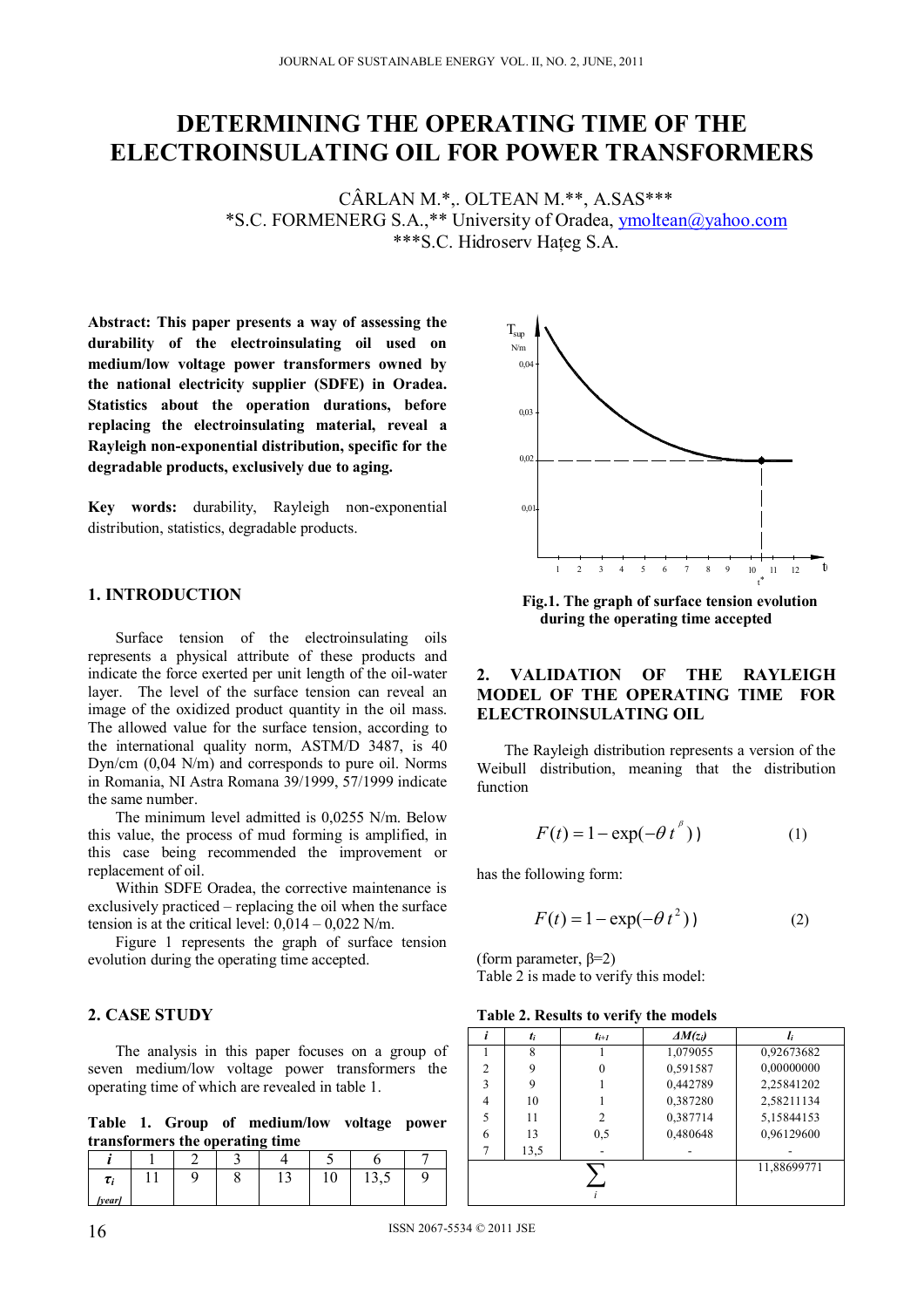# DETERMINING THE OPERATING TIME OF THE ELECTROINSULATING OIL FOR POWER TRANSFORMERS

CÂRLAN M.*,. OLTEAN M.**, A.SAS***
*S.C. FORMENERG S.A.,** University of Oradea, ymoltean@yahoo.com
***S.C. Hidroserv Hațeg S.A.

**Abstract: This paper presents a way of assessing the durability of the electroinsulating oil used on medium/low voltage power transformers owned by the national electricity supplier (SDFE) in Oradea. Statistics about the operation durations, before replacing the electroinsulating material, reveal a Rayleigh non-exponential distribution, specific for the degradable products, exclusively due to aging.**

**Key words:** durability, Rayleigh non-exponential distribution, statistics, degradable products.

## 1. INTRODUCTION

Surface tension of the electroinsulating oils represents a physical attribute of these products and indicate the force exerted per unit length of the oil-water layer. The level of the surface tension can reveal an image of the oxidized product quantity in the oil mass. The allowed value for the surface tension, according to the international quality norm, ASTM/D 3487, is 40 Dyn/cm (0,04 N/m) and corresponds to pure oil. Norms in Romania, NI Astra Romana 39/1999, 57/1999 indicate the same number.

The minimum level admitted is 0,0255 N/m. Below this value, the process of mud forming is amplified, in this case being recommended the improvement or replacement of oil.

Within SDFE Oradea, the corrective maintenance is exclusively practiced – replacing the oil when the surface tension is at the critical level: 0,014 – 0,022 N/m.

Figure 1 represents the graph of surface tension evolution during the operating time accepted.

**Fig.1. The graph of surface tension evolution during the operating time accepted**

## 2. CASE STUDY

The analysis in this paper focuses on a group of seven medium/low voltage power transformers the operating time of which are revealed in table 1.

**Table 1. Group of medium/low voltage power transformers the operating time**

| $i$ | 1 | 2 | 3 | 4 | 5 | 6 | 7 |
|---|---|---|---|---|---|---|---|
| $\tau_i$ [year] | 11 | 9 | 8 | 13 | 10 | 13,5 | 9 |

## 2. VALIDATION OF THE RAYLEIGH MODEL OF THE OPERATING TIME FOR ELECTROINSULATING OIL

The Rayleigh distribution represents a version of the Weibull distribution, meaning that the distribution function

$$F(t) = 1 - \exp(-\theta\, t^{\beta}) \qquad (1)$$

has the following form:

$$F(t) = 1 - \exp(-\theta\, t^{2}) \qquad (2)$$

(form parameter, $\beta$=2)
Table 2 is made to verify this model:

**Table 2. Results to verify the models**

| $i$ | $t_i$ | $t_{i+1}$ | $\Delta M(z_i)$ | $l_i$ |
|---|---|---|---|---|
| 1 | 8 | 1 | 1,079055 | 0,92673682 |
| 2 | 9 | 0 | 0,591587 | 0,00000000 |
| 3 | 9 | 1 | 0,442789 | 2,25841202 |
| 4 | 10 | 1 | 0,387280 | 2,58211134 |
| 5 | 11 | 2 | 0,387714 | 5,15844153 |
| 6 | 13 | 0,5 | 0,480648 | 0,96129600 |
| 7 | 13,5 | - | - | - |
| $\sum_i$ | | | | 11,88699771 |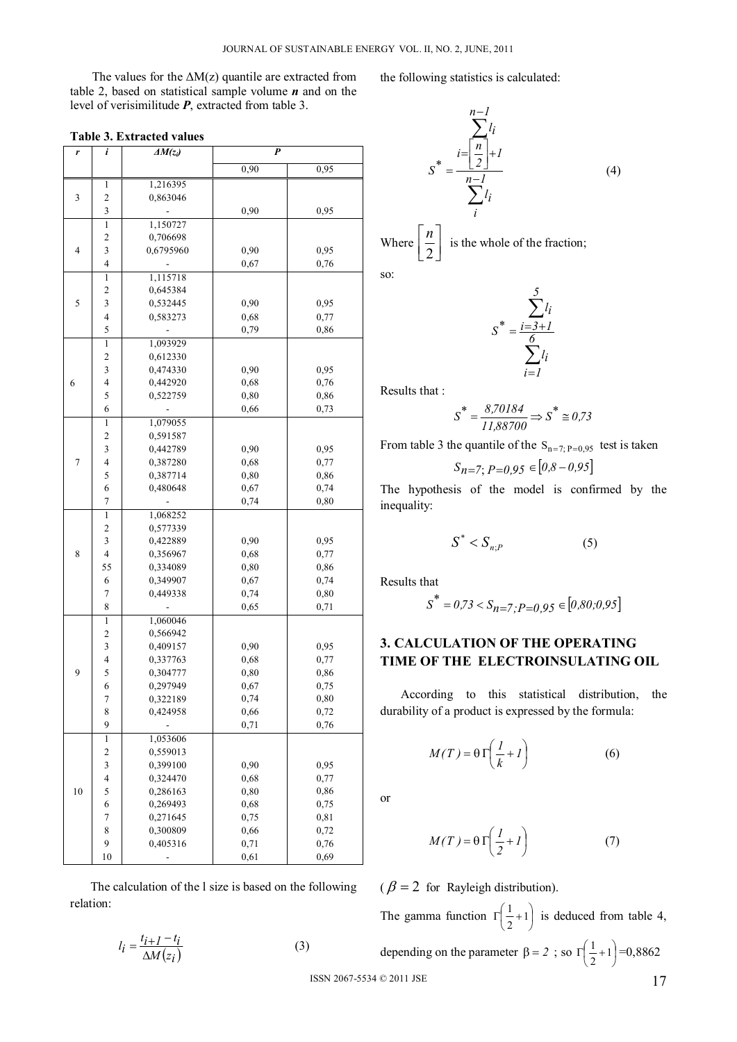The values for the ΔM(z) quantile are extracted from table 2, based on statistical sample volume ***n*** and on the level of verisimilitude ***P***, extracted from table 3.

**Table 3. Extracted values**

| *r* | *i* | *ΔM(z_i)* | *P* | |
|---|---|---|---|---|
| | | | 0,90 | 0,95 |
| 3 | 1 | 1,216395 | | |
| | 2 | 0,863046 | | |
| | 3 | - | 0,90 | 0,95 |
| 4 | 1 | 1,150727 | | |
| | 2 | 0,706698 | | |
| | 3 | 0,6795960 | 0,90 | 0,95 |
| | 4 | - | 0,67 | 0,76 |
| 5 | 1 | 1,115718 | | |
| | 2 | 0,645384 | | |
| | 3 | 0,532445 | 0,90 | 0,95 |
| | 4 | 0,583273 | 0,68 | 0,77 |
| | 5 | - | 0,79 | 0,86 |
| 6 | 1 | 1,093929 | | |
| | 2 | 0,612330 | | |
| | 3 | 0,474330 | 0,90 | 0,95 |
| | 4 | 0,442920 | 0,68 | 0,76 |
| | 5 | 0,522759 | 0,80 | 0,86 |
| | 6 | - | 0,66 | 0,73 |
| 7 | 1 | 1,079055 | | |
| | 2 | 0,591587 | | |
| | 3 | 0,442789 | 0,90 | 0,95 |
| | 4 | 0,387280 | 0,68 | 0,77 |
| | 5 | 0,387714 | 0,80 | 0,86 |
| | 6 | 0,480648 | 0,67 | 0,74 |
| | 7 | - | 0,74 | 0,80 |
| 8 | 1 | 1,068252 | | |
| | 2 | 0,577339 | | |
| | 3 | 0,422889 | 0,90 | 0,95 |
| | 4 | 0,356967 | 0,68 | 0,77 |
| | 55 | 0,334089 | 0,80 | 0,86 |
| | 6 | 0,349907 | 0,67 | 0,74 |
| | 7 | 0,449338 | 0,74 | 0,80 |
| | 8 | - | 0,65 | 0,71 |
| 9 | 1 | 1,060046 | | |
| | 2 | 0,566942 | | |
| | 3 | 0,409157 | 0,90 | 0,95 |
| | 4 | 0,337763 | 0,68 | 0,77 |
| | 5 | 0,304777 | 0,80 | 0,86 |
| | 6 | 0,297949 | 0,67 | 0,75 |
| | 7 | 0,322189 | 0,74 | 0,80 |
| | 8 | 0,424958 | 0,66 | 0,72 |
| | 9 | - | 0,71 | 0,76 |
| 10 | 1 | 1,053606 | | |
| | 2 | 0,559013 | | |
| | 3 | 0,399100 | 0,90 | 0,95 |
| | 4 | 0,324470 | 0,68 | 0,77 |
| | 5 | 0,286163 | 0,80 | 0,86 |
| | 6 | 0,269493 | 0,68 | 0,75 |
| | 7 | 0,271645 | 0,75 | 0,81 |
| | 8 | 0,300809 | 0,66 | 0,72 |
| | 9 | 0,405316 | 0,71 | 0,76 |
| | 10 | - | 0,61 | 0,69 |

The calculation of the l size is based on the following relation:

$$l_i = \frac{t_{i+1} - t_i}{\Delta M(z_i)} \tag{3}$$

the following statistics is calculated:

$$S^* = \frac{\sum_{i=\left[\frac{n}{2}\right]+1}^{n-1} l_i}{\sum_{i}^{n-1} l_i} \tag{4}$$

Where $\left[\frac{n}{2}\right]$ is the whole of the fraction;

so:

$$S^* = \frac{\sum_{i=3+1}^{5} l_i}{\sum_{i=1}^{6} l_i}$$

Results that :

$$S^* = \frac{8{,}70184}{11{,}88700} \Rightarrow S^* \cong 0{,}73$$

From table 3 the quantile of the $S_{n=7;P=0{,}95}$ test is taken

$$S_{n=7;P=0{,}95} \in [0{,}8 - 0{,}95]$$

The hypothesis of the model is confirmed by the inequality:

$$S^* < S_{n;P} \tag{5}$$

Results that

$$S^* = 0{,}73 < S_{n=7;P=0{,}95} \in [0{,}80;0{,}95]$$

## 3. CALCULATION OF THE OPERATING TIME OF THE ELECTROINSULATING OIL

According to this statistical distribution, the durability of a product is expressed by the formula:

$$M(T) = \theta\,\Gamma\left(\frac{1}{k} + 1\right) \tag{6}$$

or

$$M(T) = \theta\,\Gamma\left(\frac{1}{2} + 1\right) \tag{7}$$

($\beta = 2$ for Rayleigh distribution).

The gamma function $\Gamma\left(\frac{1}{2}+1\right)$ is deduced from table 4, depending on the parameter $\beta = 2$ ; so $\Gamma\left(\frac{1}{2}+1\right)$=0,8862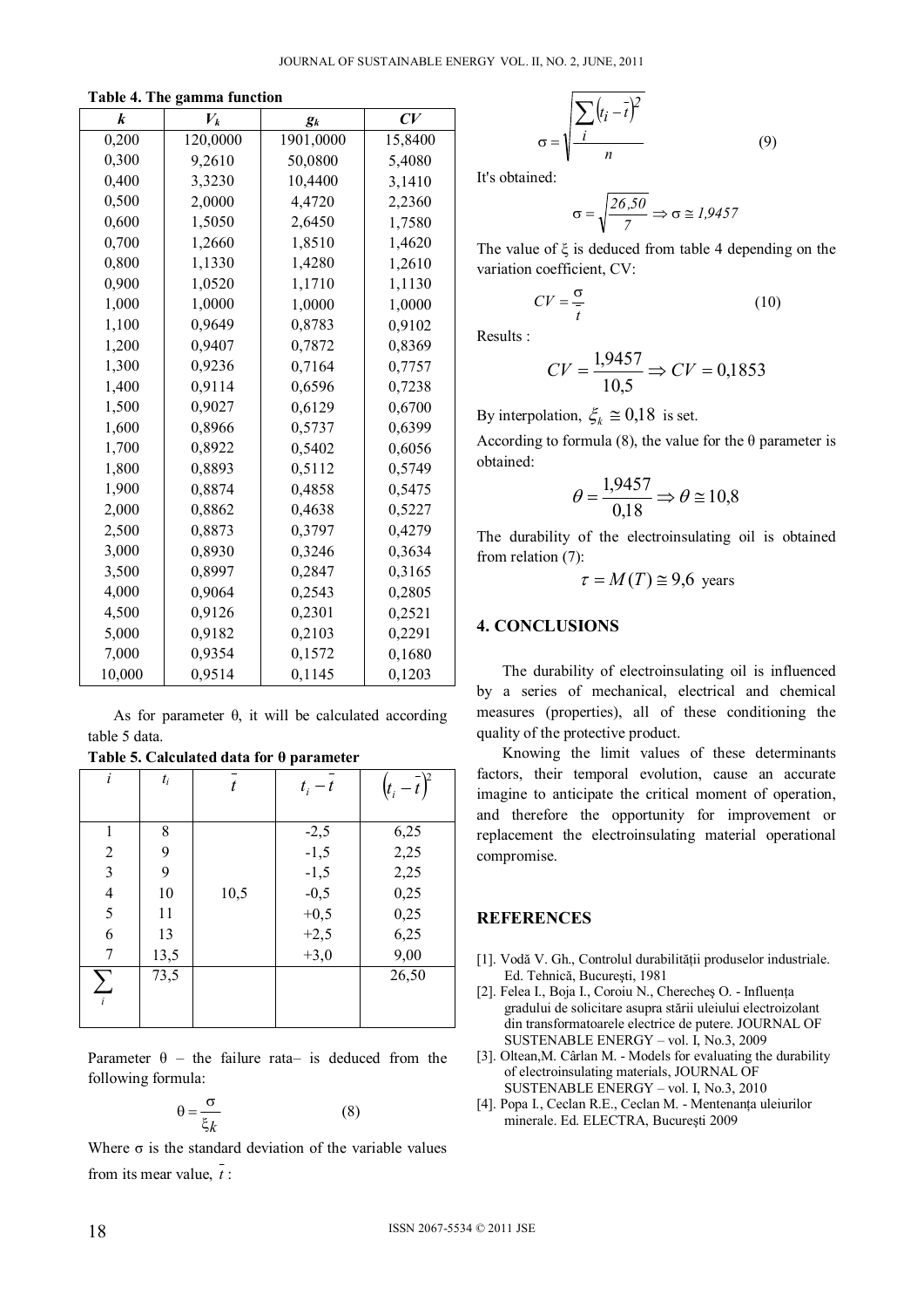**Table 4. The gamma function**

| $k$ | $V_k$ | $g_k$ | $CV$ |
|---|---|---|---|
| 0,200 | 120,0000 | 1901,0000 | 15,8400 |
| 0,300 | 9,2610 | 50,0800 | 5,4080 |
| 0,400 | 3,3230 | 10,4400 | 3,1410 |
| 0,500 | 2,0000 | 4,4720 | 2,2360 |
| 0,600 | 1,5050 | 2,6450 | 1,7580 |
| 0,700 | 1,2660 | 1,8510 | 1,4620 |
| 0,800 | 1,1330 | 1,4280 | 1,2610 |
| 0,900 | 1,0520 | 1,1710 | 1,1130 |
| 1,000 | 1,0000 | 1,0000 | 1,0000 |
| 1,100 | 0,9649 | 0,8783 | 0,9102 |
| 1,200 | 0,9407 | 0,7872 | 0,8369 |
| 1,300 | 0,9236 | 0,7164 | 0,7757 |
| 1,400 | 0,9114 | 0,6596 | 0,7238 |
| 1,500 | 0,9027 | 0,6129 | 0,6700 |
| 1,600 | 0,8966 | 0,5737 | 0,6399 |
| 1,700 | 0,8922 | 0,5402 | 0,6056 |
| 1,800 | 0,8893 | 0,5112 | 0,5749 |
| 1,900 | 0,8874 | 0,4858 | 0,5475 |
| 2,000 | 0,8862 | 0,4638 | 0,5227 |
| 2,500 | 0,8873 | 0,3797 | 0,4279 |
| 3,000 | 0,8930 | 0,3246 | 0,3634 |
| 3,500 | 0,8997 | 0,2847 | 0,3165 |
| 4,000 | 0,9064 | 0,2543 | 0,2805 |
| 4,500 | 0,9126 | 0,2301 | 0,2521 |
| 5,000 | 0,9182 | 0,2103 | 0,2291 |
| 7,000 | 0,9354 | 0,1572 | 0,1680 |
| 10,000 | 0,9514 | 0,1145 | 0,1203 |

As for parameter θ, it will be calculated according table 5 data.

**Table 5. Calculated data for θ parameter**

| $i$ | $t_i$ | $\bar{t}$ | $t_i - \bar{t}$ | $\left(t_i - \bar{t}\right)^2$ |
|---|---|---|---|---|
| 1 | 8 | | -2,5 | 6,25 |
| 2 | 9 | | -1,5 | 2,25 |
| 3 | 9 | | -1,5 | 2,25 |
| 4 | 10 | 10,5 | -0,5 | 0,25 |
| 5 | 11 | | +0,5 | 0,25 |
| 6 | 13 | | +2,5 | 6,25 |
| 7 | 13,5 | | +3,0 | 9,00 |
| $\sum_i$ | 73,5 | | | 26,50 |

Parameter θ – the failure rata– is deduced from the following formula:

$$\theta = \frac{\sigma}{\xi_k} \qquad (8)$$

Where σ is the standard deviation of the variable values from its mear value, $\bar{t}$:

$$\sigma = \sqrt{\frac{\sum_i \left(t_i - \bar{t}\right)^2}{n}} \qquad (9)$$

It's obtained:

$$\sigma = \sqrt{\frac{26{,}50}{7}} \Rightarrow \sigma \cong 1{,}9457$$

The value of ξ is deduced from table 4 depending on the variation coefficient, CV:

$$CV = \frac{\sigma}{\bar{t}} \qquad (10)$$

Results :

$$CV = \frac{1{,}9457}{10{,}5} \Rightarrow CV = 0{,}1853$$

By interpolation, $\xi_k \cong 0{,}18$ is set.

According to formula (8), the value for the θ parameter is obtained:

$$\theta = \frac{1{,}9457}{0{,}18} \Rightarrow \theta \cong 10{,}8$$

The durability of the electroinsulating oil is obtained from relation (7):

$$\tau = M(T) \cong 9{,}6 \text{ years}$$

## 4. CONCLUSIONS

The durability of electroinsulating oil is influenced by a series of mechanical, electrical and chemical measures (properties), all of these conditioning the quality of the protective product.

Knowing the limit values of these determinants factors, their temporal evolution, cause an accurate imagine to anticipate the critical moment of operation, and therefore the opportunity for improvement or replacement the electroinsulating material operational compromise.

## REFERENCES

[1]. Vodă V. Gh., Controlul durabilității produselor industriale. Ed. Tehnică, București, 1981

[2]. Felea I., Boja I., Coroiu N., Cherecheș O. - Influența gradului de solicitare asupra stării uleiului electroizolant din transformatoarele electrice de putere. JOURNAL OF SUSTENABLE ENERGY – vol. I, No.3, 2009

[3]. Oltean,M. Cârlan M. - Models for evaluating the durability of electroinsulating materials, JOURNAL OF SUSTENABLE ENERGY – vol. I, No.3, 2010

[4]. Popa I., Ceclan R.E., Ceclan M. - Mentenanța uleiurilor minerale. Ed. ELECTRA, București 2009